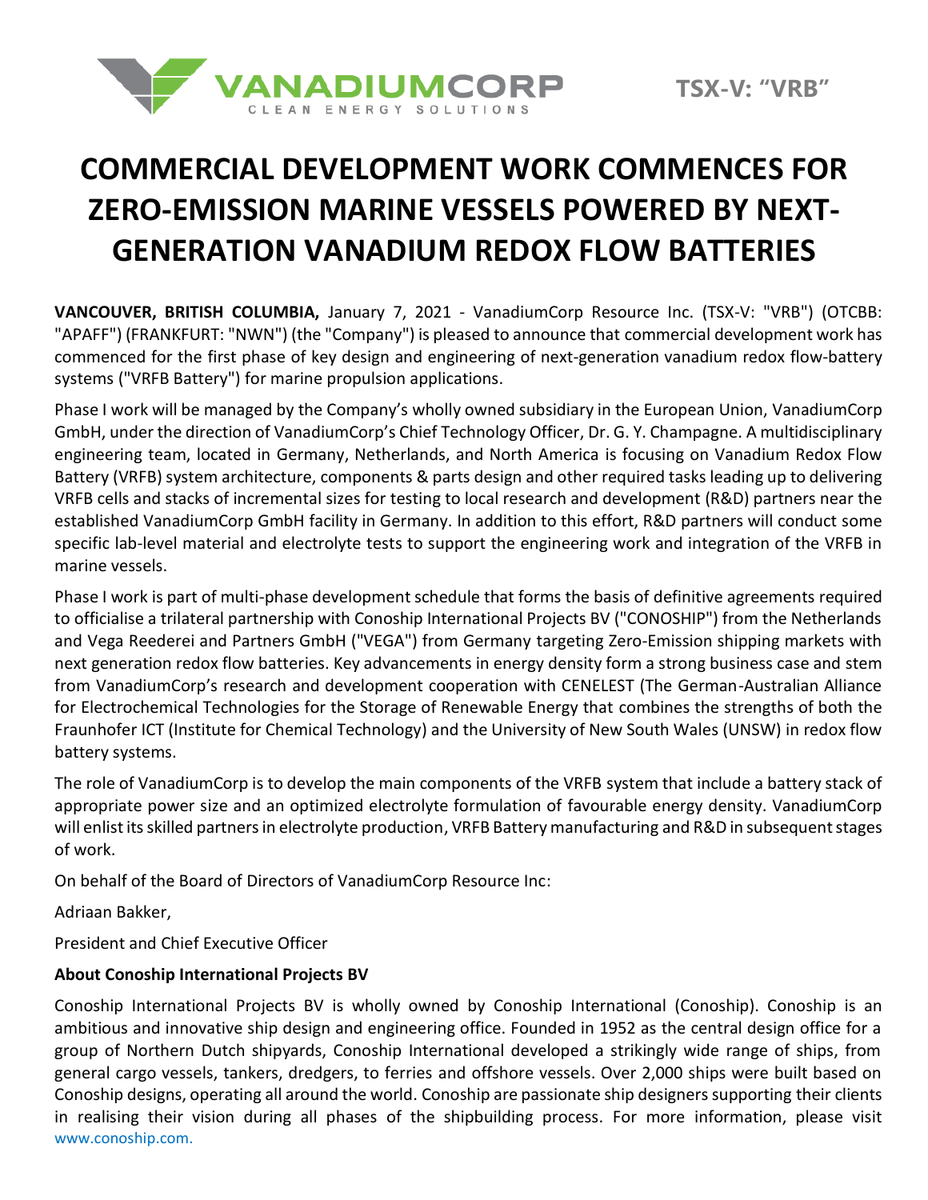VANADIUMCORP
CLEAN ENERGY SOLUTIONS

TSX-V: "VRB"

# COMMERCIAL DEVELOPMENT WORK COMMENCES FOR ZERO-EMISSION MARINE VESSELS POWERED BY NEXT-GENERATION VANADIUM REDOX FLOW BATTERIES

**VANCOUVER, BRITISH COLUMBIA,** January 7, 2021 - VanadiumCorp Resource Inc. (TSX-V: "VRB") (OTCBB: "APAFF") (FRANKFURT: "NWN") (the "Company") is pleased to announce that commercial development work has commenced for the first phase of key design and engineering of next-generation vanadium redox flow-battery systems ("VRFB Battery") for marine propulsion applications.

Phase I work will be managed by the Company's wholly owned subsidiary in the European Union, VanadiumCorp GmbH, under the direction of VanadiumCorp's Chief Technology Officer, Dr. G. Y. Champagne. A multidisciplinary engineering team, located in Germany, Netherlands, and North America is focusing on Vanadium Redox Flow Battery (VRFB) system architecture, components & parts design and other required tasks leading up to delivering VRFB cells and stacks of incremental sizes for testing to local research and development (R&D) partners near the established VanadiumCorp GmbH facility in Germany. In addition to this effort, R&D partners will conduct some specific lab-level material and electrolyte tests to support the engineering work and integration of the VRFB in marine vessels.

Phase I work is part of multi-phase development schedule that forms the basis of definitive agreements required to officialise a trilateral partnership with Conoship International Projects BV ("CONOSHIP") from the Netherlands and Vega Reederei and Partners GmbH ("VEGA") from Germany targeting Zero-Emission shipping markets with next generation redox flow batteries. Key advancements in energy density form a strong business case and stem from VanadiumCorp's research and development cooperation with CENELEST (The German-Australian Alliance for Electrochemical Technologies for the Storage of Renewable Energy that combines the strengths of both the Fraunhofer ICT (Institute for Chemical Technology) and the University of New South Wales (UNSW) in redox flow battery systems.

The role of VanadiumCorp is to develop the main components of the VRFB system that include a battery stack of appropriate power size and an optimized electrolyte formulation of favourable energy density. VanadiumCorp will enlist its skilled partners in electrolyte production, VRFB Battery manufacturing and R&D in subsequent stages of work.

On behalf of the Board of Directors of VanadiumCorp Resource Inc:

Adriaan Bakker,

President and Chief Executive Officer

**About Conoship International Projects BV**

Conoship International Projects BV is wholly owned by Conoship International (Conoship). Conoship is an ambitious and innovative ship design and engineering office. Founded in 1952 as the central design office for a group of Northern Dutch shipyards, Conoship International developed a strikingly wide range of ships, from general cargo vessels, tankers, dredgers, to ferries and offshore vessels. Over 2,000 ships were built based on Conoship designs, operating all around the world. Conoship are passionate ship designers supporting their clients in realising their vision during all phases of the shipbuilding process. For more information, please visit www.conoship.com.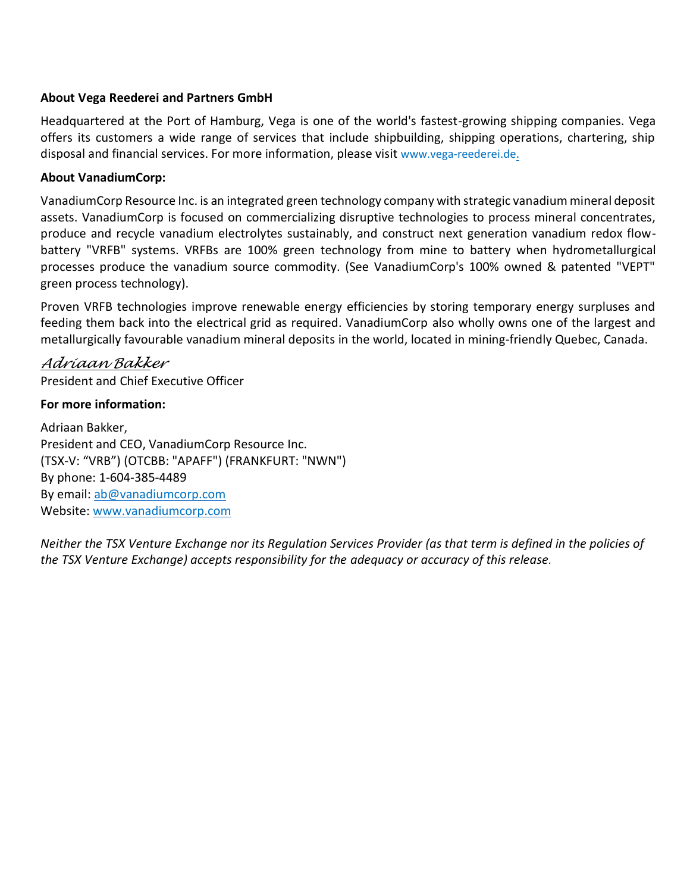**About Vega Reederei and Partners GmbH**

Headquartered at the Port of Hamburg, Vega is one of the world's fastest-growing shipping companies. Vega offers its customers a wide range of services that include shipbuilding, shipping operations, chartering, ship disposal and financial services. For more information, please visit www.vega-reederei.de.

**About VanadiumCorp:**

VanadiumCorp Resource Inc. is an integrated green technology company with strategic vanadium mineral deposit assets. VanadiumCorp is focused on commercializing disruptive technologies to process mineral concentrates, produce and recycle vanadium electrolytes sustainably, and construct next generation vanadium redox flow-battery "VRFB" systems. VRFBs are 100% green technology from mine to battery when hydrometallurgical processes produce the vanadium source commodity. (See VanadiumCorp's 100% owned & patented "VEPT" green process technology).

Proven VRFB technologies improve renewable energy efficiencies by storing temporary energy surpluses and feeding them back into the electrical grid as required. VanadiumCorp also wholly owns one of the largest and metallurgically favourable vanadium mineral deposits in the world, located in mining-friendly Quebec, Canada.

*Adriaan Bakker*
President and Chief Executive Officer

**For more information:**

Adriaan Bakker,
President and CEO, VanadiumCorp Resource Inc.
(TSX-V: “VRB”) (OTCBB: "APAFF") (FRANKFURT: "NWN")
By phone: 1-604-385-4489
By email: ab@vanadiumcorp.com
Website: www.vanadiumcorp.com

*Neither the TSX Venture Exchange nor its Regulation Services Provider (as that term is defined in the policies of the TSX Venture Exchange) accepts responsibility for the adequacy or accuracy of this release.*